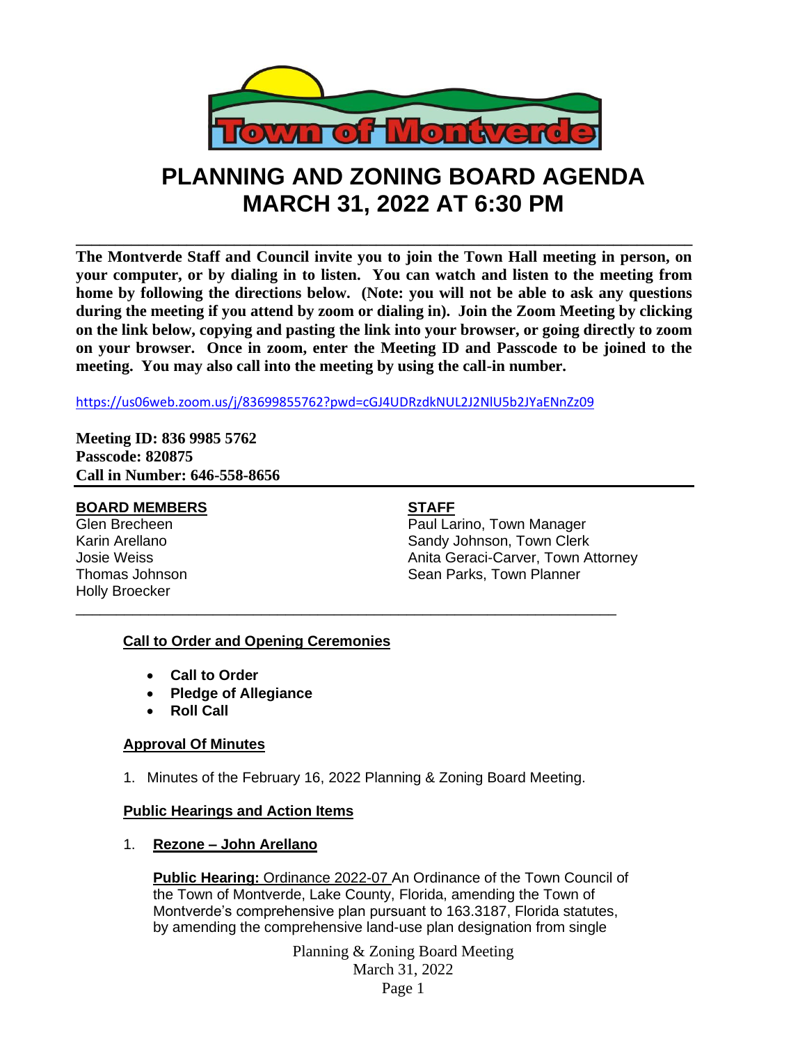# PLANNING AND ZONING BOARD AGENDA
# MARCH 31, 2022 AT 6:30 PM

**The Montverde Staff and Council invite you to join the Town Hall meeting in person, on your computer, or by dialing in to listen. You can watch and listen to the meeting from home by following the directions below. (Note: you will not be able to ask any questions during the meeting if you attend by zoom or dialing in). Join the Zoom Meeting by clicking on the link below, copying and pasting the link into your browser, or going directly to zoom on your browser. Once in zoom, enter the Meeting ID and Passcode to be joined to the meeting. You may also call into the meeting by using the call-in number.**

https://us06web.zoom.us/j/83699855762?pwd=cGJ4UDRzdkNUL2J2NlU5b2JYaENnZz09

**Meeting ID: 836 9985 5762**
**Passcode: 820875**
**Call in Number: 646-558-8656**

**BOARD MEMBERS**

Glen Brecheen
Karin Arellano
Josie Weiss
Thomas Johnson
Holly Broecker

**STAFF**

Paul Larino, Town Manager
Sandy Johnson, Town Clerk
Anita Geraci-Carver, Town Attorney
Sean Parks, Town Planner

## Call to Order and Opening Ceremonies

- **Call to Order**
- **Pledge of Allegiance**
- **Roll Call**

## Approval Of Minutes

1. Minutes of the February 16, 2022 Planning & Zoning Board Meeting.

## Public Hearings and Action Items

1. **Rezone – John Arellano**

   **Public Hearing:** Ordinance 2022-07 An Ordinance of the Town Council of the Town of Montverde, Lake County, Florida, amending the Town of Montverde's comprehensive plan pursuant to 163.3187, Florida statutes, by amending the comprehensive land-use plan designation from single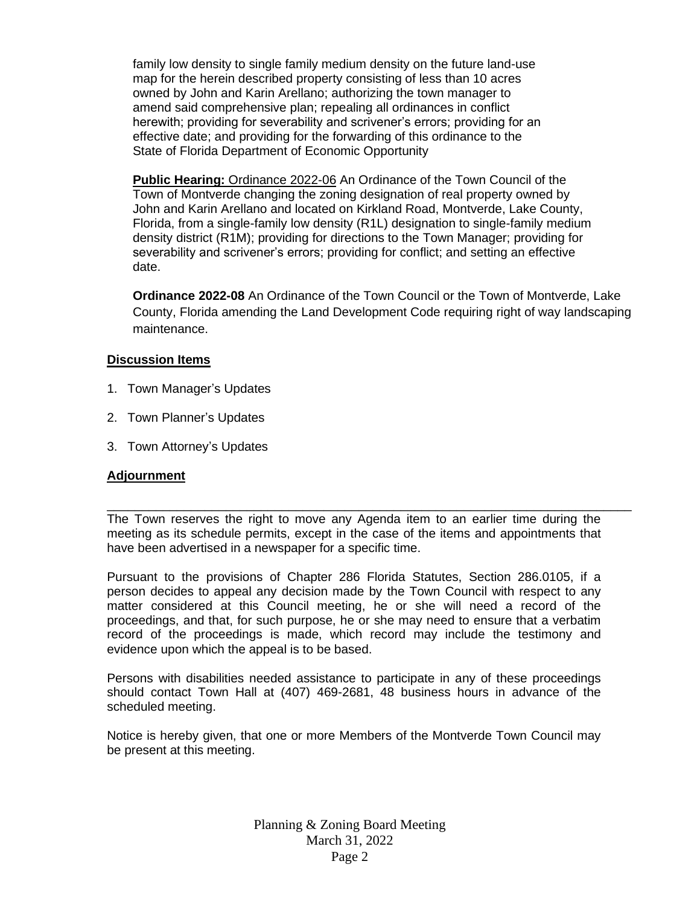family low density to single family medium density on the future land-use map for the herein described property consisting of less than 10 acres owned by John and Karin Arellano; authorizing the town manager to amend said comprehensive plan; repealing all ordinances in conflict herewith; providing for severability and scrivener's errors; providing for an effective date; and providing for the forwarding of this ordinance to the State of Florida Department of Economic Opportunity

**Public Hearing:** Ordinance 2022-06 An Ordinance of the Town Council of the Town of Montverde changing the zoning designation of real property owned by John and Karin Arellano and located on Kirkland Road, Montverde, Lake County, Florida, from a single-family low density (R1L) designation to single-family medium density district (R1M); providing for directions to the Town Manager; providing for severability and scrivener's errors; providing for conflict; and setting an effective date.

**Ordinance 2022-08** An Ordinance of the Town Council or the Town of Montverde, Lake County, Florida amending the Land Development Code requiring right of way landscaping maintenance.

**Discussion Items**

1. Town Manager's Updates
2. Town Planner's Updates
3. Town Attorney's Updates

**Adjournment**

---

The Town reserves the right to move any Agenda item to an earlier time during the meeting as its schedule permits, except in the case of the items and appointments that have been advertised in a newspaper for a specific time.

Pursuant to the provisions of Chapter 286 Florida Statutes, Section 286.0105, if a person decides to appeal any decision made by the Town Council with respect to any matter considered at this Council meeting, he or she will need a record of the proceedings, and that, for such purpose, he or she may need to ensure that a verbatim record of the proceedings is made, which record may include the testimony and evidence upon which the appeal is to be based.

Persons with disabilities needed assistance to participate in any of these proceedings should contact Town Hall at (407) 469-2681, 48 business hours in advance of the scheduled meeting.

Notice is hereby given, that one or more Members of the Montverde Town Council may be present at this meeting.